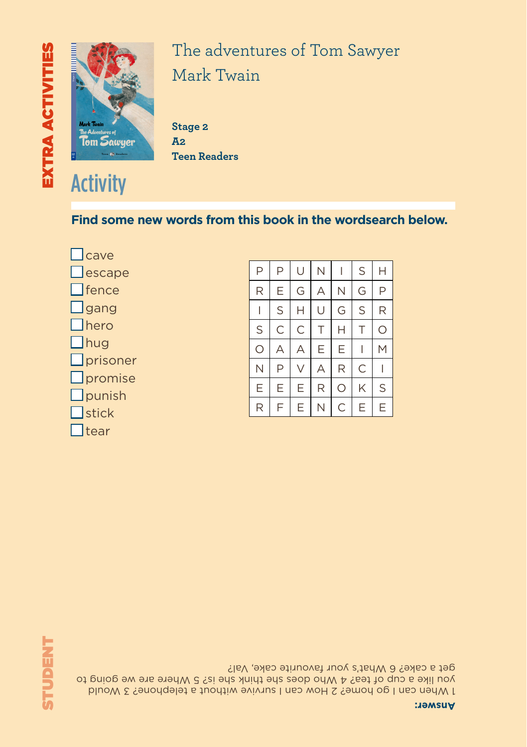EXTRA ACTIVITIES

# The adventures of Tom Sawyer

Mark Twain

**Stage 2**
**A2**
**Teen Readers**

## Activity

**Find some new words from this book in the wordsearch below.**

- [ ] cave
- [ ] escape
- [ ] fence
- [ ] gang
- [ ] hero
- [ ] hug
- [ ] prisoner
- [ ] promise
- [ ] punish
- [ ] stick
- [ ] tear

| P | P | U | N | I | S | H |
|---|---|---|---|---|---|---|
| R | E | G | A | N | G | P |
| I | S | H | U | G | S | R |
| S | C | C | T | H | T | O |
| O | A | A | E | E | I | M |
| N | P | V | A | R | C | I |
| E | E | E | R | O | K | S |
| R | F | E | N | C | E | E |

**Answer:**

1 When can I go home? 2 How can I survive without a telephone? 3 Would you like a cup of tea? 4 Who does she think she is? 5 Where are we going to get a cake? 6 What's your favourite cake, Val?

STUDENT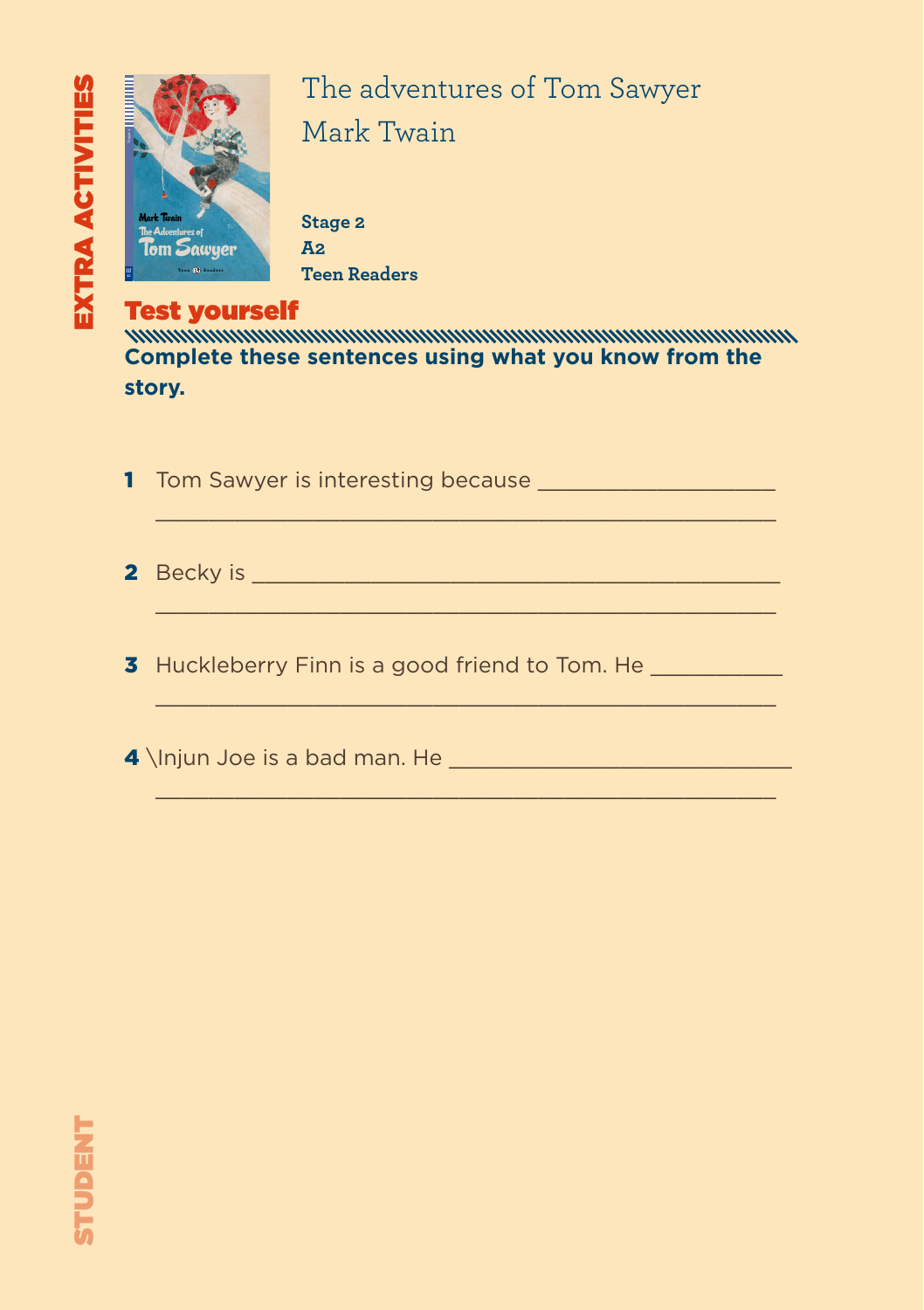EXTRA ACTIVITIES

# The adventures of Tom Sawyer
# Mark Twain

**Stage 2**
**A2**
**Teen Readers**

## Test yourself

**Complete these sentences using what you know from the story.**

**1** Tom Sawyer is interesting because ____________________
__________________________________________________

**2** Becky is ____________________________________________
__________________________________________________

**3** Huckleberry Finn is a good friend to Tom. He ___________
__________________________________________________

**4** \Injun Joe is a bad man. He ____________________________
__________________________________________________

STUDENT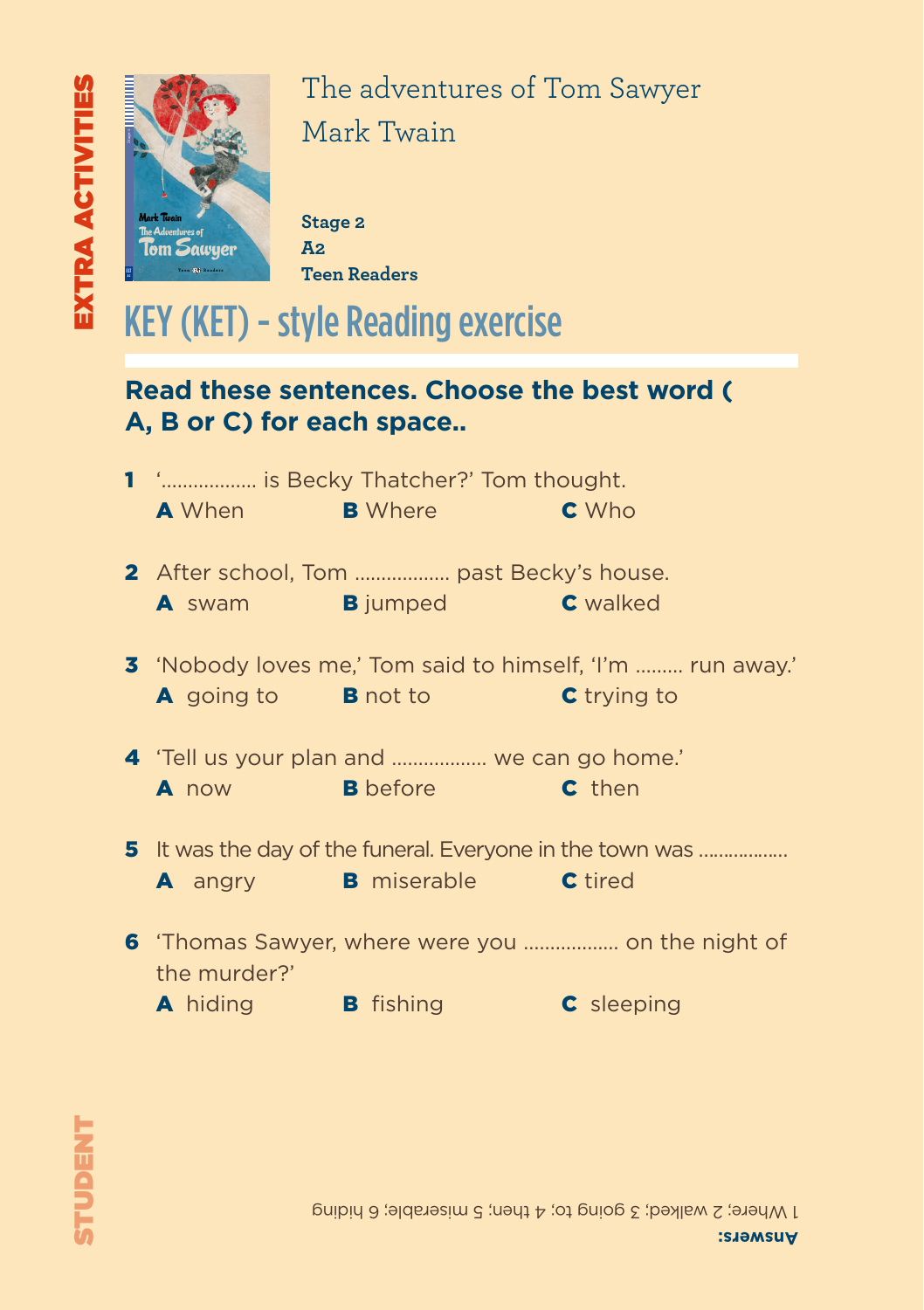EXTRA ACTIVITIES

# The adventures of Tom Sawyer
Mark Twain

**Stage 2**
**A2**
**Teen Readers**

## KEY (KET) - style Reading exercise

**Read these sentences. Choose the best word ( A, B or C) for each space..**

**1** '................. is Becky Thatcher?' Tom thought.
**A** When **B** Where **C** Who

**2** After school, Tom ................. past Becky's house.
**A** swam **B** jumped **C** walked

**3** 'Nobody loves me,' Tom said to himself, 'I'm ......... run away.'
**A** going to **B** not to **C** trying to

**4** 'Tell us your plan and ................. we can go home.'
**A** now **B** before **C** then

**5** It was the day of the funeral. Everyone in the town was .................
**A** angry **B** miserable **C** tired

**6** 'Thomas Sawyer, where were you ................. on the night of the murder?'
**A** hiding **B** fishing **C** sleeping

STUDENT

**Answers:**
1 Where; 2 walked; 3 going to; 4 then; 5 miserable; 6 hiding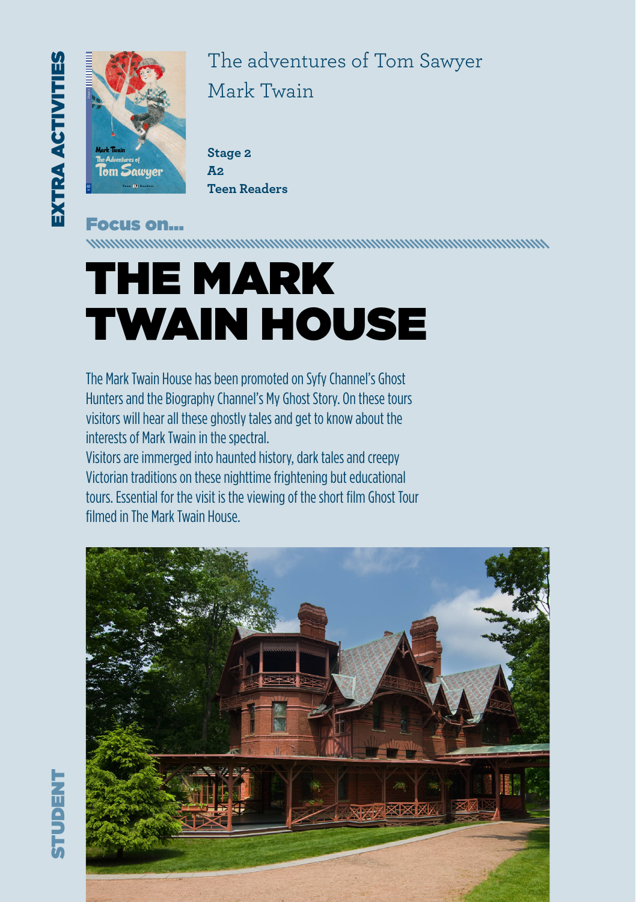# EXTRA ACTIVITIES

The adventures of Tom Sawyer
Mark Twain

**Stage 2**
**A2**
**Teen Readers**

## Focus on...

# THE MARK TWAIN HOUSE

The Mark Twain House has been promoted on Syfy Channel's Ghost Hunters and the Biography Channel's My Ghost Story. On these tours visitors will hear all these ghostly tales and get to know about the interests of Mark Twain in the spectral.
Visitors are immerged into haunted history, dark tales and creepy Victorian traditions on these nighttime frightening but educational tours. Essential for the visit is the viewing of the short film Ghost Tour filmed in The Mark Twain House.

STUDENT